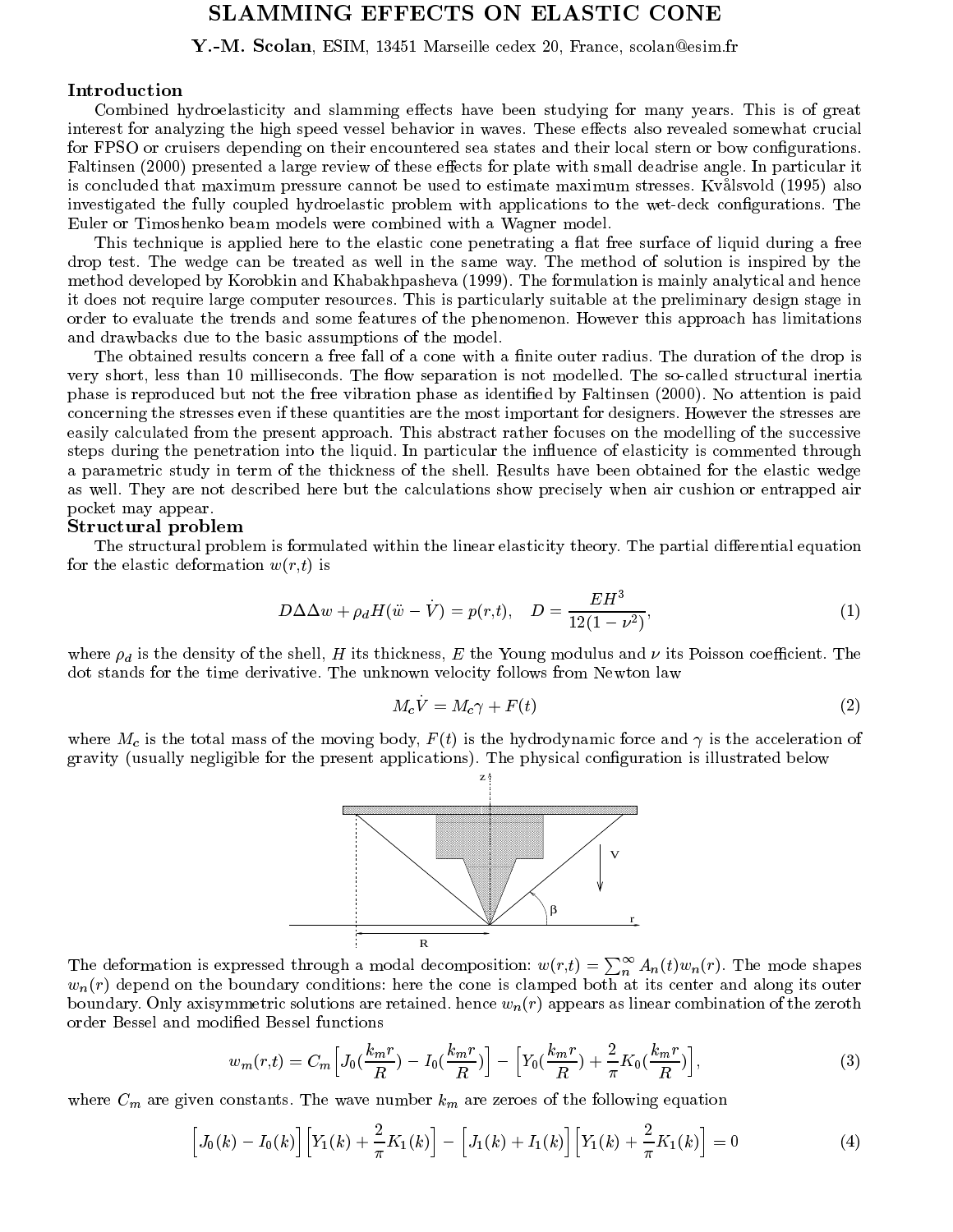# SLAMMING EFFECTS ON ELASTIC CONE

**Y.-M. Scolan**, ESIM, 13451 Marseille cedex 20, France, scolan@esim.fr

## Introduction

Combined hydroelasticity and slamming effects have been studying for many years. This is of great interest for analyzing the high speed vessel behavior in waves. These effects also revealed somewhat crucial for FPSO or cruisers depending on their encountered sea states and their local stern or bow configurations. Faltinsen (2000) presented a large review of these effects for plate with small deadrise angle. In particular it is concluded that maximum pressure cannot be used to estimate maximum stresses. Kvålsvold (1995) also investigated the fully coupled hydroelastic problem with applications to the wet-deck configurations. The Euler or Timoshenko beam models were combined with a Wagner model.

This technique is applied here to the elastic cone penetrating a flat free surface of liquid during a free drop test. The wedge can be treated as well in the same way. The method of solution is inspired by the method developed by Korobkin and Khabakhpasheva (1999). The formulation is mainly analytical and hence it does not require large computer resources. This is particularly suitable at the preliminary design stage in order to evaluate the trends and some features of the phenomenon. However this approach has limitations and drawbacks due to the basic assumptions of the model.

The obtained results concern a free fall of a cone with a finite outer radius. The duration of the drop is very short, less than 10 milliseconds. The flow separation is not modelled. The so-called structural inertia phase is reproduced but not the free vibration phase as identified by Faltinsen (2000). No attention is paid concerning the stresses even if these quantities are the most important for designers. However the stresses are easily calculated from the present approach. This abstract rather focuses on the modelling of the successive steps during the penetration into the liquid. In particular the influence of elasticity is commented through a parametric study in term of the thickness of the shell. Results have been obtained for the elastic wedge as well. They are not described here but the calculations show precisely when air cushion or entrapped air pocket may appear.

## Structural problem

The structural problem is formulated within the linear elasticity theory. The partial differential equation for the elastic deformation $w(r,t)$ is

$$D\Delta\Delta w + \rho_d H(\ddot{w} - \dot{V}) = p(r,t), \quad D = \frac{EH^3}{12(1-\nu^2)}, \tag{1}$$

where $\rho_d$ is the density of the shell, $H$ its thickness, $E$ the Young modulus and $\nu$ its Poisson coefficient. The dot stands for the time derivative. The unknown velocity follows from Newton law

$$M_c\dot{V} = M_c\gamma + F(t) \tag{2}$$

where $M_c$ is the total mass of the moving body, $F(t)$ is the hydrodynamic force and $\gamma$ is the acceleration of gravity (usually negligible for the present applications). The physical configuration is illustrated below

The deformation is expressed through a modal decomposition: $w(r,t) = \sum_n^\infty A_n(t)w_n(r)$. The mode shapes $w_n(r)$ depend on the boundary conditions: here the cone is clamped both at its center and along its outer boundary. Only axisymmetric solutions are retained. hence $w_n(r)$ appears as linear combination of the zeroth order Bessel and modified Bessel functions

$$w_m(r,t) = C_m\Big[J_0(\frac{k_m r}{R}) - I_0(\frac{k_m r}{R})\Big] - \Big[Y_0(\frac{k_m r}{R}) + \frac{2}{\pi}K_0(\frac{k_m r}{R})\Big], \tag{3}$$

where $C_m$ are given constants. The wave number $k_m$ are zeroes of the following equation

$$\Big[J_0(k) - I_0(k)\Big]\Big[Y_1(k) + \frac{2}{\pi}K_1(k)\Big] - \Big[J_1(k) + I_1(k)\Big]\Big[Y_1(k) + \frac{2}{\pi}K_1(k)\Big] = 0 \tag{4}$$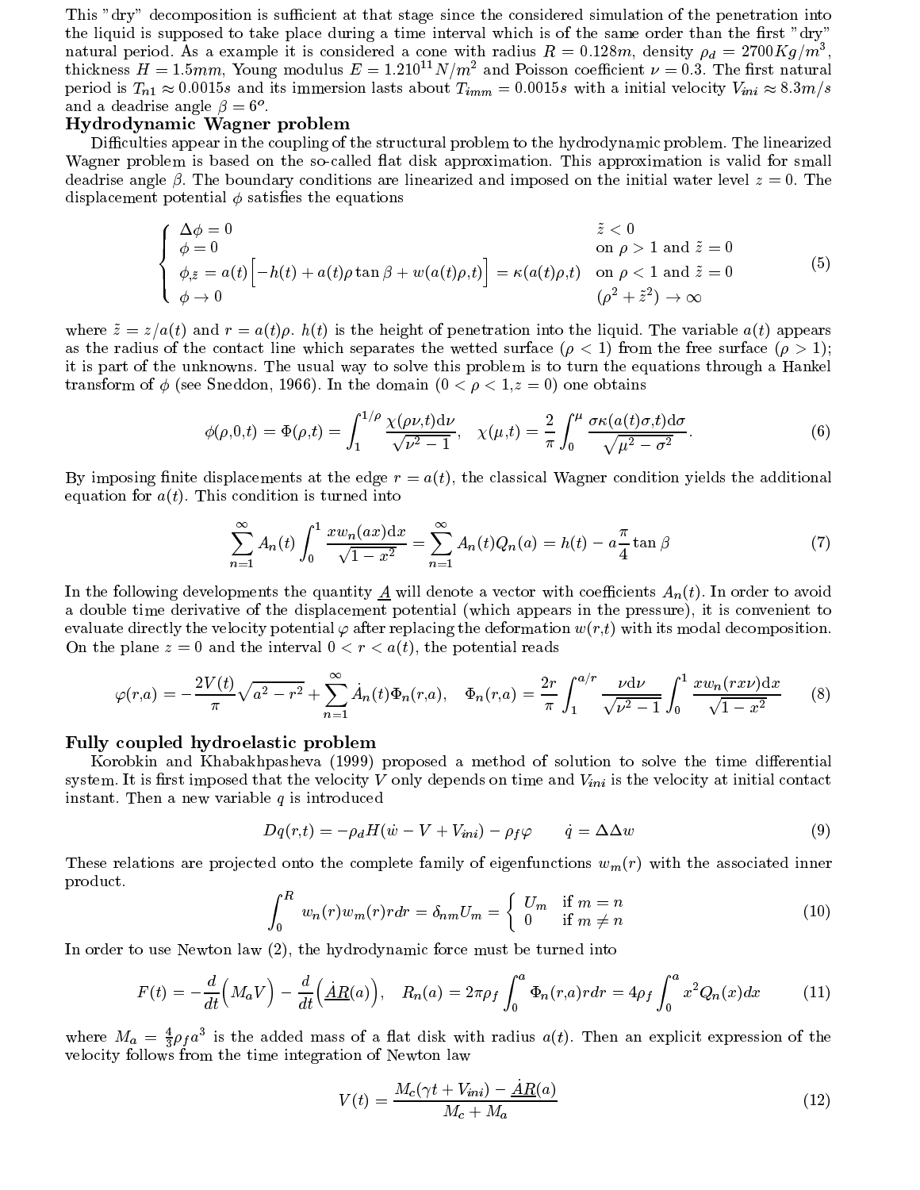This "dry" decomposition is sufficient at that stage since the considered simulation of the penetration into the liquid is supposed to take place during a time interval which is of the same order than the first "dry" natural period. As a example it is considered a cone with radius $R = 0.128m$, density $\rho_d = 2700 Kg/m^3$, thickness $H = 1.5mm$, Young modulus $E = 1.2 10^{11} N/m^2$ and Poisson coefficient $\nu = 0.3$. The first natural period is $T_{n1} \approx 0.0015s$ and its immersion lasts about $T_{imm} = 0.0015s$ with a initial velocity $V_{ini} \approx 8.3m/s$ and a deadrise angle $\beta = 6^o$.

## Hydrodynamic Wagner problem

Difficulties appear in the coupling of the structural problem to the hydrodynamic problem. The linearized Wagner problem is based on the so-called flat disk approximation. This approximation is valid for small deadrise angle $\beta$. The boundary conditions are linearized and imposed on the initial water level $z = 0$. The displacement potential $\phi$ satisfies the equations

$$
\left\{
\begin{array}{ll}
\Delta\phi = 0 & \tilde{z} < 0 \\
\phi = 0 & \text{on } \rho > 1 \text{ and } \tilde{z} = 0 \\
\phi_{,\tilde{z}} = a(t)\Big[-h(t) + a(t)\rho\tan\beta + w(a(t)\rho,t)\Big] = \kappa(a(t)\rho,t) & \text{on } \rho < 1 \text{ and } \tilde{z} = 0 \\
\phi \to 0 & (\rho^2 + \tilde{z}^2) \to \infty
\end{array}
\right.
\tag{5}
$$

where $\tilde{z} = z/a(t)$ and $r = a(t)\rho$. $h(t)$ is the height of penetration into the liquid. The variable $a(t)$ appears as the radius of the contact line which separates the wetted surface ($\rho < 1$) from the free surface ($\rho > 1$); it is part of the unknowns. The usual way to solve this problem is to turn the equations through a Hankel transform of $\phi$ (see Sneddon, 1966). In the domain ($0 < \rho < 1, z = 0$) one obtains

$$
\phi(\rho,0,t) = \Phi(\rho,t) = \int_1^{1/\rho} \frac{\chi(\rho\nu,t)\mathrm{d}\nu}{\sqrt{\nu^2 - 1}}, \quad \chi(\mu,t) = \frac{2}{\pi}\int_0^{\mu} \frac{\sigma\kappa(a(t)\sigma,t)\mathrm{d}\sigma}{\sqrt{\mu^2 - \sigma^2}}.
\tag{6}
$$

By imposing finite displacements at the edge $r = a(t)$, the classical Wagner condition yields the additional equation for $a(t)$. This condition is turned into

$$
\sum_{n=1}^{\infty} A_n(t) \int_0^1 \frac{x w_n(ax)\mathrm{d}x}{\sqrt{1 - x^2}} = \sum_{n=1}^{\infty} A_n(t) Q_n(a) = h(t) - a\frac{\pi}{4}\tan\beta
\tag{7}
$$

In the following developments the quantity $\underline{A}$ will denote a vector with coefficients $A_n(t)$. In order to avoid a double time derivative of the displacement potential (which appears in the pressure), it is convenient to evaluate directly the velocity potential $\varphi$ after replacing the deformation $w(r,t)$ with its modal decomposition. On the plane $z = 0$ and the interval $0 < r < a(t)$, the potential reads

$$
\varphi(r,a) = -\frac{2V(t)}{\pi}\sqrt{a^2 - r^2} + \sum_{n=1}^{\infty} \dot{A}_n(t)\Phi_n(r,a), \quad \Phi_n(r,a) = \frac{2r}{\pi}\int_1^{a/r} \frac{\nu\mathrm{d}\nu}{\sqrt{\nu^2 - 1}} \int_0^1 \frac{x w_n(rx\nu)\mathrm{d}x}{\sqrt{1 - x^2}}
\tag{8}
$$

## Fully coupled hydroelastic problem

Korobkin and Khabakhpasheva (1999) proposed a method of solution to solve the time differential system. It is first imposed that the velocity $V$ only depends on time and $V_{ini}$ is the velocity at initial contact instant. Then a new variable $q$ is introduced

$$
Dq(r,t) = -\rho_d H(\dot{w} - V + V_{ini}) - \rho_f\varphi \qquad \dot{q} = \Delta\Delta w
\tag{9}
$$

These relations are projected onto the complete family of eigenfunctions $w_m(r)$ with the associated inner product.

$$
\int_0^R w_n(r)w_m(r)r dr = \delta_{nm}U_m = \left\{
\begin{array}{ll}
U_m & \text{if } m = n \\
0 & \text{if } m \neq n
\end{array}
\right.
\tag{10}
$$

In order to use Newton law (2), the hydrodynamic force must be turned into

$$
F(t) = -\frac{d}{dt}\Big(M_a V\Big) - \frac{d}{dt}\Big(\underline{\dot{A}R}(a)\Big), \quad R_n(a) = 2\pi\rho_f \int_0^a \Phi_n(r,a) r dr = 4\rho_f \int_0^a x^2 Q_n(x)dx
\tag{11}
$$

where $M_a = \frac{4}{3}\rho_f a^3$ is the added mass of a flat disk with radius $a(t)$. Then an explicit expression of the velocity follows from the time integration of Newton law

$$
V(t) = \frac{M_c(\gamma t + V_{ini}) - \underline{\dot{A}R}(a)}{M_c + M_a}
\tag{12}
$$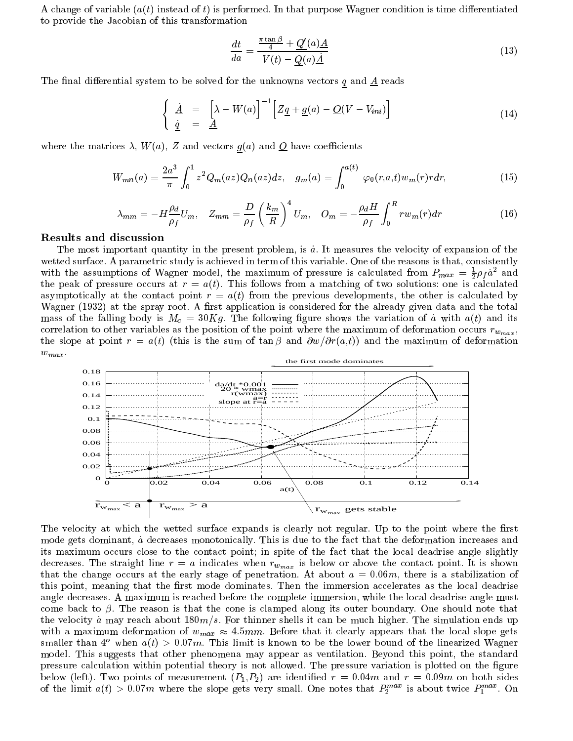A change of variable ($a(t)$ instead of $t$) is performed. In that purpose Wagner condition is time differentiated to provide the Jacobian of this transformation

$$\frac{dt}{da} = \frac{\frac{\pi \tan\beta}{4} + \underline{Q}'(a)\underline{A}}{V(t) - \underline{Q}(a)\underline{\dot{A}}} \tag{13}$$

The final differential system to be solved for the unknowns vectors $\underline{q}$ and $\underline{A}$ reads

$$\begin{cases} \underline{\dot{A}} &= \Big[\lambda - W(a)\Big]^{-1}\Big[Z\underline{q} + \underline{g}(a) - \underline{O}(V - V_{ini})\Big] \\ \underline{\dot{q}} &= \underline{A} \end{cases} \tag{14}$$

where the matrices $\lambda$, $W(a)$, $Z$ and vectors $\underline{g}(a)$ and $\underline{O}$ have coefficients

$$W_{mn}(a) = \frac{2a^3}{\pi}\int_0^1 z^2 Q_m(az)Q_n(az)dz, \quad g_m(a) = \int_0^{a(t)} \varphi_0(r,a,t)w_m(r)rdr, \tag{15}$$

$$\lambda_{mm} = -H\frac{\rho_d}{\rho_f}U_m, \quad Z_{mm} = \frac{D}{\rho_f}\left(\frac{k_m}{R}\right)^4 U_m, \quad O_m = -\frac{\rho_d H}{\rho_f}\int_0^R rw_m(r)dr \tag{16}$$

## Results and discussion

The most important quantity in the present problem, is $\dot{a}$. It measures the velocity of expansion of the wetted surface. A parametric study is achieved in term of this variable. One of the reasons is that, consistently with the assumptions of Wagner model, the maximum of pressure is calculated from $P_{max} = \frac{1}{2}\rho_f \dot{a}^2$ and the peak of pressure occurs at $r = a(t)$. This follows from a matching of two solutions: one is calculated asymptotically at the contact point $r = a(t)$ from the previous developments, the other is calculated by Wagner (1932) at the spray root. A first application is considered for the already given data and the total mass of the falling body is $M_c = 30Kg$. The following figure shows the variation of $\dot{a}$ with $a(t)$ and its correlation to other variables as the position of the point where the maximum of deformation occurs $r_{w_{max}}$, the slope at point $r = a(t)$ (this is the sum of $\tan\beta$ and $\partial w/\partial r(a,t)$) and the maximum of deformation $w_{max}$.

The velocity at which the wetted surface expands is clearly not regular. Up to the point where the first mode gets dominant, $\dot{a}$ decreases monotonically. This is due to the fact that the deformation increases and its maximum occurs close to the contact point; in spite of the fact that the local deadrise angle slightly decreases. The straight line $r = a$ indicates when $r_{w_{max}}$ is below or above the contact point. It is shown that the change occurs at the early stage of penetration. At about $a = 0.06m$, there is a stabilization of this point, meaning that the first mode dominates. Then the immersion accelerates as the local deadrise angle decreases. A maximum is reached before the complete immersion, while the local deadrise angle must come back to $\beta$. The reason is that the cone is clamped along its outer boundary. One should note that the velocity $\dot{a}$ may reach about $180m/s$. For thinner shells it can be much higher. The simulation ends up with a maximum deformation of $w_{max} \approx 4.5mm$. Before that it clearly appears that the local slope gets smaller than $4^o$ when $a(t) > 0.07m$. This limit is known to be the lower bound of the linearized Wagner model. This suggests that other phenomena may appear as ventilation. Beyond this point, the standard pressure calculation within potential theory is not allowed. The pressure variation is plotted on the figure below (left). Two points of measurement ($P_1$,$P_2$) are identified $r = 0.04m$ and $r = 0.09m$ on both sides of the limit $a(t) > 0.07m$ where the slope gets very small. One notes that $P_2^{max}$ is about twice $P_1^{max}$. On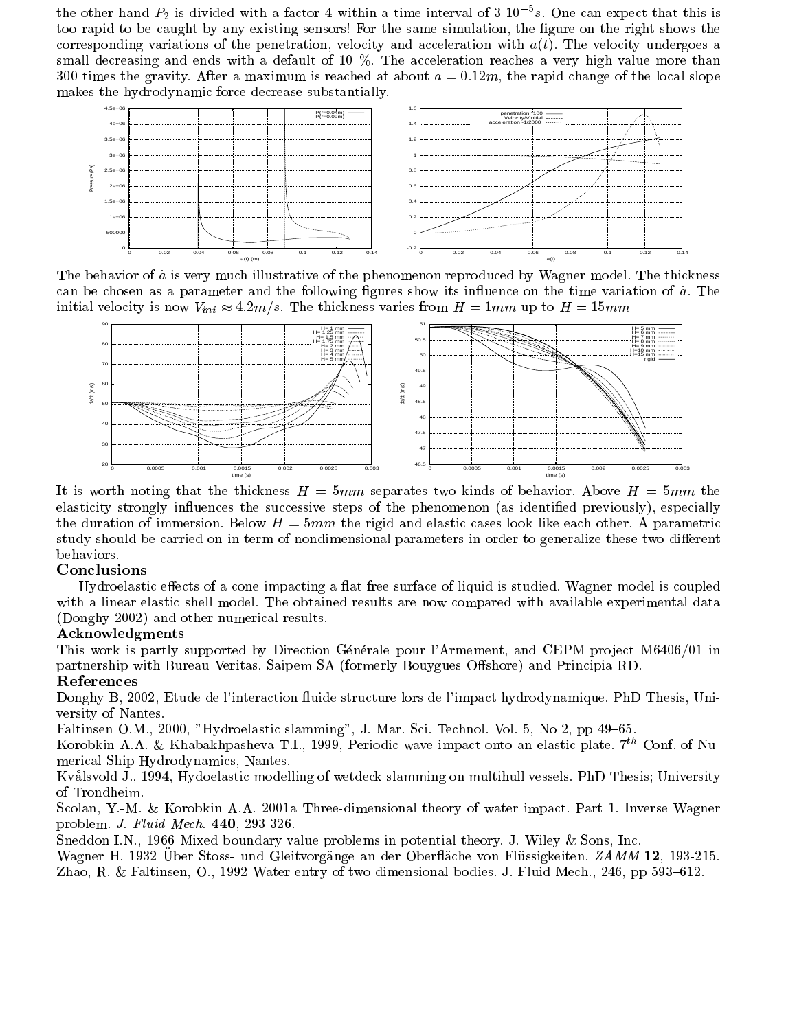the other hand $P_2$ is divided with a factor 4 within a time interval of 3 $10^{-5}s$. One can expect that this is too rapid to be caught by any existing sensors! For the same simulation, the figure on the right shows the corresponding variations of the penetration, velocity and acceleration with $a(t)$. The velocity undergoes a small decreasing and ends with a default of 10 %. The acceleration reaches a very high value more than 300 times the gravity. After a maximum is reached at about $a = 0.12m$, the rapid change of the local slope makes the hydrodynamic force decrease substantially.

The behavior of $\dot{a}$ is very much illustrative of the phenomenon reproduced by Wagner model. The thickness can be chosen as a parameter and the following figures show its influence on the time variation of $\dot{a}$. The initial velocity is now $V_{ini} \approx 4.2m/s$. The thickness varies from $H = 1mm$ up to $H = 15mm$

It is worth noting that the thickness $H = 5mm$ separates two kinds of behavior. Above $H = 5mm$ the elasticity strongly influences the successive steps of the phenomenon (as identified previously), especially the duration of immersion. Below $H = 5mm$ the rigid and elastic cases look like each other. A parametric study should be carried on in term of nondimensional parameters in order to generalize these two different behaviors.

## Conclusions

Hydroelastic effects of a cone impacting a flat free surface of liquid is studied. Wagner model is coupled with a linear elastic shell model. The obtained results are now compared with available experimental data (Donghy 2002) and other numerical results.

## Acknowledgments

This work is partly supported by Direction Générale pour l'Armement, and CEPM project M6406/01 in partnership with Bureau Veritas, Saipem SA (formerly Bouygues Offshore) and Principia RD.

## References

Donghy B, 2002, Etude de l'interaction fluide structure lors de l'impact hydrodynamique. PhD Thesis, University of Nantes.

Faltinsen O.M., 2000, "Hydroelastic slamming", J. Mar. Sci. Technol. Vol. 5, No 2, pp 49–65.

Korobkin A.A. & Khabakhpasheva T.I., 1999, Periodic wave impact onto an elastic plate. $7^{th}$ Conf. of Numerical Ship Hydrodynamics, Nantes.

Kvålsvold J., 1994, Hydoelastic modelling of wetdeck slamming on multihull vessels. PhD Thesis; University of Trondheim.

Scolan, Y.-M. & Korobkin A.A. 2001a Three-dimensional theory of water impact. Part 1. Inverse Wagner problem. *J. Fluid Mech.* **440**, 293-326.

Sneddon I.N., 1966 Mixed boundary value problems in potential theory. J. Wiley & Sons, Inc.

Wagner H. 1932 Über Stoss- und Gleitvorgänge an der Oberfläche von Flüssigkeiten. *ZAMM* **12**, 193-215.

Zhao, R. & Faltinsen, O., 1992 Water entry of two-dimensional bodies. J. Fluid Mech., 246, pp 593–612.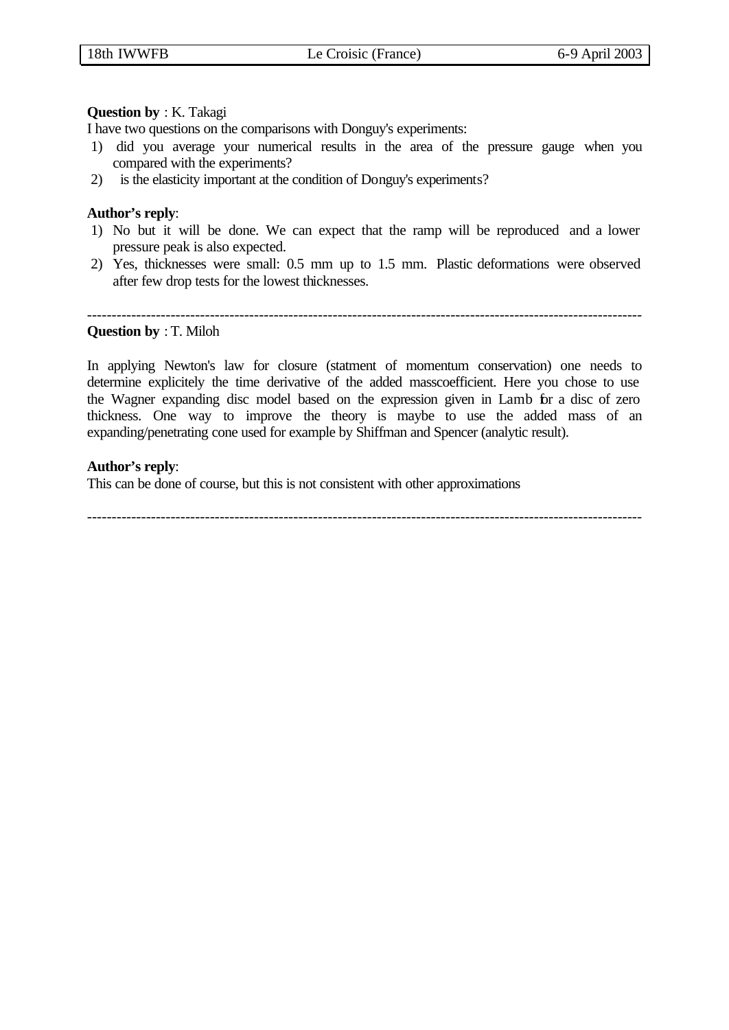**Question by** : K. Takagi

I have two questions on the comparisons with Donguy's experiments:

1) did you average your numerical results in the area of the pressure gauge when you compared with the experiments?
2) is the elasticity important at the condition of Donguy's experiments?

**Author's reply**:

1) No but it will be done. We can expect that the ramp will be reproduced and a lower pressure peak is also expected.
2) Yes, thicknesses were small: 0.5 mm up to 1.5 mm. Plastic deformations were observed after few drop tests for the lowest thicknesses.

---

**Question by** : T. Miloh

In applying Newton's law for closure (statment of momentum conservation) one needs to determine explicitely the time derivative of the added masscoefficient. Here you chose to use the Wagner expanding disc model based on the expression given in Lamb for a disc of zero thickness. One way to improve the theory is maybe to use the added mass of an expanding/penetrating cone used for example by Shiffman and Spencer (analytic result).

**Author's reply**:

This can be done of course, but this is not consistent with other approximations

---